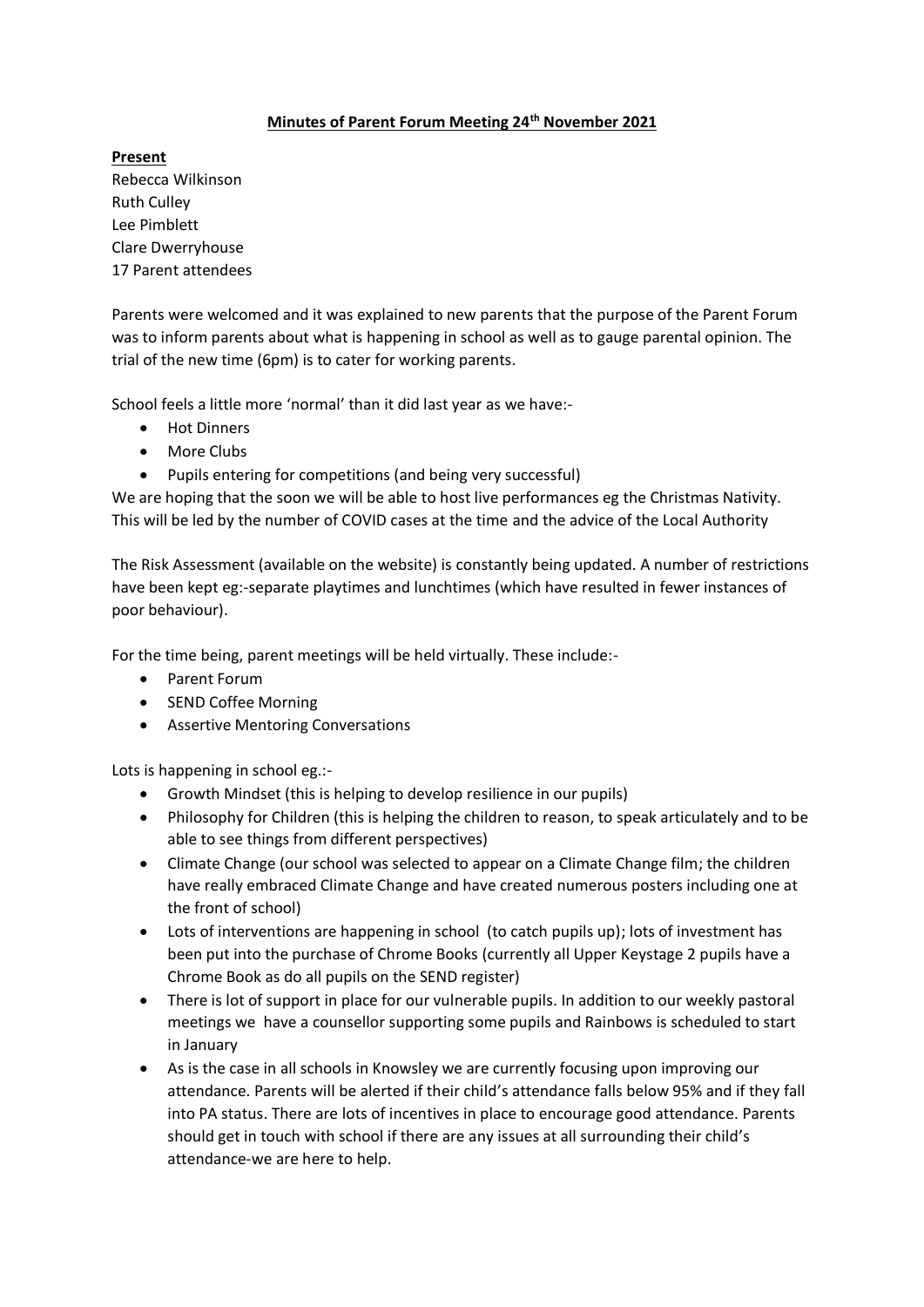# Minutes of Parent Forum Meeting 24th November 2021

**Present**

Rebecca Wilkinson
Ruth Culley
Lee Pimblett
Clare Dwerryhouse
17 Parent attendees

Parents were welcomed and it was explained to new parents that the purpose of the Parent Forum was to inform parents about what is happening in school as well as to gauge parental opinion. The trial of the new time (6pm) is to cater for working parents.

School feels a little more 'normal' than it did last year as we have:-

- Hot Dinners
- More Clubs
- Pupils entering for competitions (and being very successful)

We are hoping that the soon we will be able to host live performances eg the Christmas Nativity. This will be led by the number of COVID cases at the time and the advice of the Local Authority

The Risk Assessment (available on the website) is constantly being updated. A number of restrictions have been kept eg:-separate playtimes and lunchtimes (which have resulted in fewer instances of poor behaviour).

For the time being, parent meetings will be held virtually. These include:-

- Parent Forum
- SEND Coffee Morning
- Assertive Mentoring Conversations

Lots is happening in school eg.:-

- Growth Mindset (this is helping to develop resilience in our pupils)
- Philosophy for Children (this is helping the children to reason, to speak articulately and to be able to see things from different perspectives)
- Climate Change (our school was selected to appear on a Climate Change film; the children have really embraced Climate Change and have created numerous posters including one at the front of school)
- Lots of interventions are happening in school (to catch pupils up); lots of investment has been put into the purchase of Chrome Books (currently all Upper Keystage 2 pupils have a Chrome Book as do all pupils on the SEND register)
- There is lot of support in place for our vulnerable pupils. In addition to our weekly pastoral meetings we have a counsellor supporting some pupils and Rainbows is scheduled to start in January
- As is the case in all schools in Knowsley we are currently focusing upon improving our attendance. Parents will be alerted if their child's attendance falls below 95% and if they fall into PA status. There are lots of incentives in place to encourage good attendance. Parents should get in touch with school if there are any issues at all surrounding their child's attendance-we are here to help.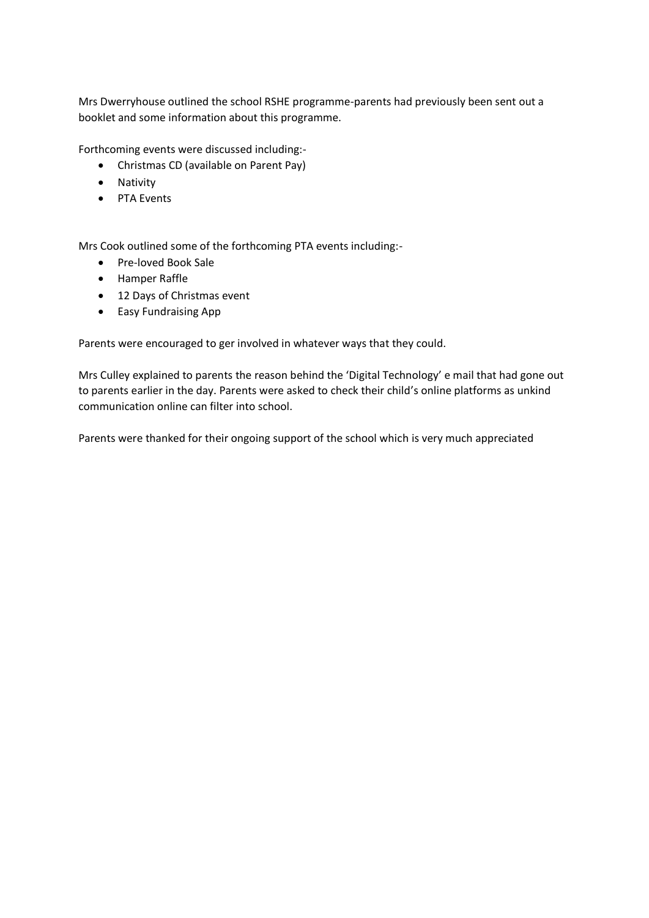Mrs Dwerryhouse outlined the school RSHE programme-parents had previously been sent out a booklet and some information about this programme.

Forthcoming events were discussed including:-

- Christmas CD (available on Parent Pay)
- Nativity
- PTA Events

Mrs Cook outlined some of the forthcoming PTA events including:-

- Pre-loved Book Sale
- Hamper Raffle
- 12 Days of Christmas event
- Easy Fundraising App

Parents were encouraged to ger involved in whatever ways that they could.

Mrs Culley explained to parents the reason behind the 'Digital Technology' e mail that had gone out to parents earlier in the day. Parents were asked to check their child's online platforms as unkind communication online can filter into school.

Parents were thanked for their ongoing support of the school which is very much appreciated